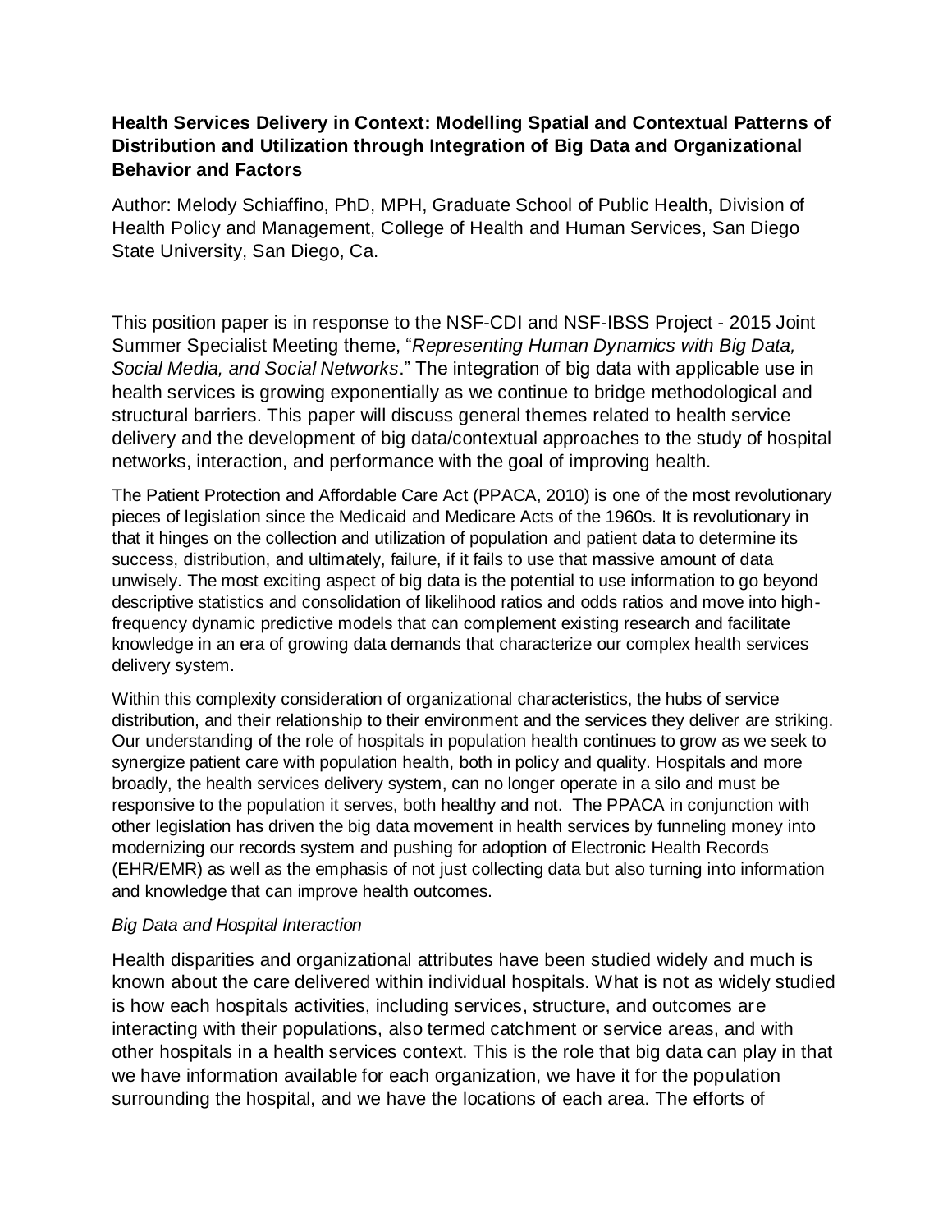**Health Services Delivery in Context: Modelling Spatial and Contextual Patterns of Distribution and Utilization through Integration of Big Data and Organizational Behavior and Factors**

Author: Melody Schiaffino, PhD, MPH, Graduate School of Public Health, Division of Health Policy and Management, College of Health and Human Services, San Diego State University, San Diego, Ca.

This position paper is in response to the NSF-CDI and NSF-IBSS Project - 2015 Joint Summer Specialist Meeting theme, "*Representing Human Dynamics with Big Data, Social Media, and Social Networks*." The integration of big data with applicable use in health services is growing exponentially as we continue to bridge methodological and structural barriers. This paper will discuss general themes related to health service delivery and the development of big data/contextual approaches to the study of hospital networks, interaction, and performance with the goal of improving health.

The Patient Protection and Affordable Care Act (PPACA, 2010) is one of the most revolutionary pieces of legislation since the Medicaid and Medicare Acts of the 1960s. It is revolutionary in that it hinges on the collection and utilization of population and patient data to determine its success, distribution, and ultimately, failure, if it fails to use that massive amount of data unwisely. The most exciting aspect of big data is the potential to use information to go beyond descriptive statistics and consolidation of likelihood ratios and odds ratios and move into high-frequency dynamic predictive models that can complement existing research and facilitate knowledge in an era of growing data demands that characterize our complex health services delivery system.

Within this complexity consideration of organizational characteristics, the hubs of service distribution, and their relationship to their environment and the services they deliver are striking. Our understanding of the role of hospitals in population health continues to grow as we seek to synergize patient care with population health, both in policy and quality. Hospitals and more broadly, the health services delivery system, can no longer operate in a silo and must be responsive to the population it serves, both healthy and not. The PPACA in conjunction with other legislation has driven the big data movement in health services by funneling money into modernizing our records system and pushing for adoption of Electronic Health Records (EHR/EMR) as well as the emphasis of not just collecting data but also turning into information and knowledge that can improve health outcomes.

*Big Data and Hospital Interaction*

Health disparities and organizational attributes have been studied widely and much is known about the care delivered within individual hospitals. What is not as widely studied is how each hospitals activities, including services, structure, and outcomes are interacting with their populations, also termed catchment or service areas, and with other hospitals in a health services context. This is the role that big data can play in that we have information available for each organization, we have it for the population surrounding the hospital, and we have the locations of each area. The efforts of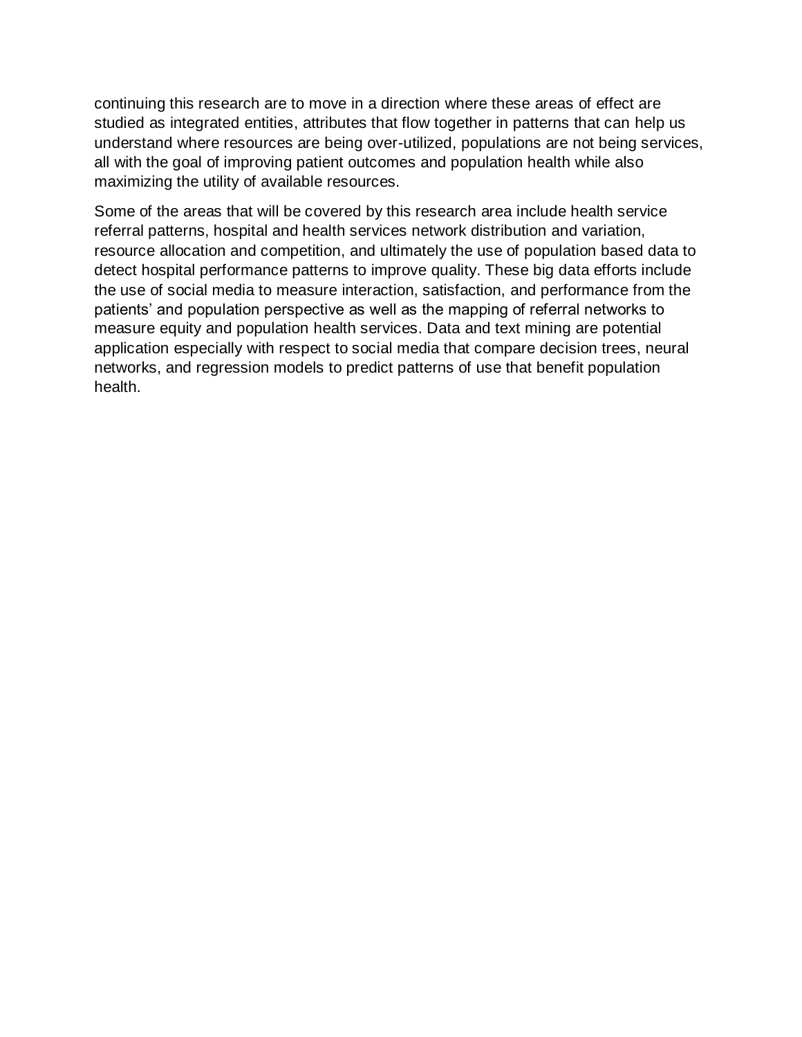continuing this research are to move in a direction where these areas of effect are studied as integrated entities, attributes that flow together in patterns that can help us understand where resources are being over-utilized, populations are not being services, all with the goal of improving patient outcomes and population health while also maximizing the utility of available resources.

Some of the areas that will be covered by this research area include health service referral patterns, hospital and health services network distribution and variation, resource allocation and competition, and ultimately the use of population based data to detect hospital performance patterns to improve quality. These big data efforts include the use of social media to measure interaction, satisfaction, and performance from the patients' and population perspective as well as the mapping of referral networks to measure equity and population health services. Data and text mining are potential application especially with respect to social media that compare decision trees, neural networks, and regression models to predict patterns of use that benefit population health.